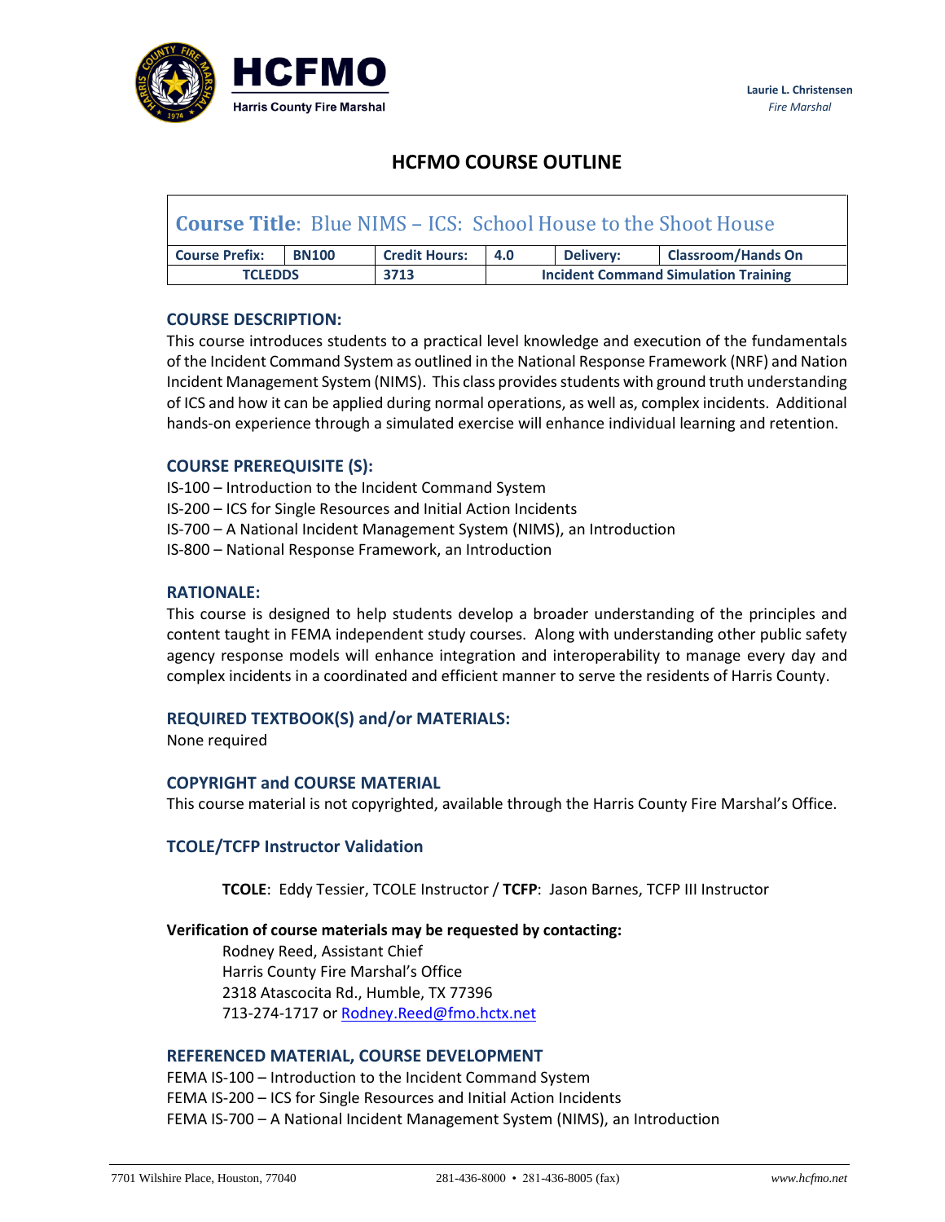HCFMO

Harris County Fire Marshal

**Laurie L. Christensen**
*Fire Marshal*

# HCFMO COURSE OUTLINE

| **Course Title**: Blue NIMS – ICS: School House to the Shoot House | | | | | |
|---|---|---|---|---|---|
| **Course Prefix:** | **BN100** | **Credit Hours:** | **4.0** | **Delivery:** | **Classroom/Hands On** |
| **TCLEDDS** | | **3713** | **Incident Command Simulation Training** | | |

## COURSE DESCRIPTION:

This course introduces students to a practical level knowledge and execution of the fundamentals of the Incident Command System as outlined in the National Response Framework (NRF) and Nation Incident Management System (NIMS). This class provides students with ground truth understanding of ICS and how it can be applied during normal operations, as well as, complex incidents. Additional hands-on experience through a simulated exercise will enhance individual learning and retention.

## COURSE PREREQUISITE (S):

IS-100 – Introduction to the Incident Command System
IS-200 – ICS for Single Resources and Initial Action Incidents
IS-700 – A National Incident Management System (NIMS), an Introduction
IS-800 – National Response Framework, an Introduction

## RATIONALE:

This course is designed to help students develop a broader understanding of the principles and content taught in FEMA independent study courses. Along with understanding other public safety agency response models will enhance integration and interoperability to manage every day and complex incidents in a coordinated and efficient manner to serve the residents of Harris County.

## REQUIRED TEXTBOOK(S) and/or MATERIALS:

None required

## COPYRIGHT and COURSE MATERIAL

This course material is not copyrighted, available through the Harris County Fire Marshal's Office.

## TCOLE/TCFP Instructor Validation

**TCOLE**: Eddy Tessier, TCOLE Instructor / **TCFP**: Jason Barnes, TCFP III Instructor

**Verification of course materials may be requested by contacting:**

Rodney Reed, Assistant Chief
Harris County Fire Marshal's Office
2318 Atascocita Rd., Humble, TX 77396
713-274-1717 or Rodney.Reed@fmo.hctx.net

## REFERENCED MATERIAL, COURSE DEVELOPMENT

FEMA IS-100 – Introduction to the Incident Command System
FEMA IS-200 – ICS for Single Resources and Initial Action Incidents
FEMA IS-700 – A National Incident Management System (NIMS), an Introduction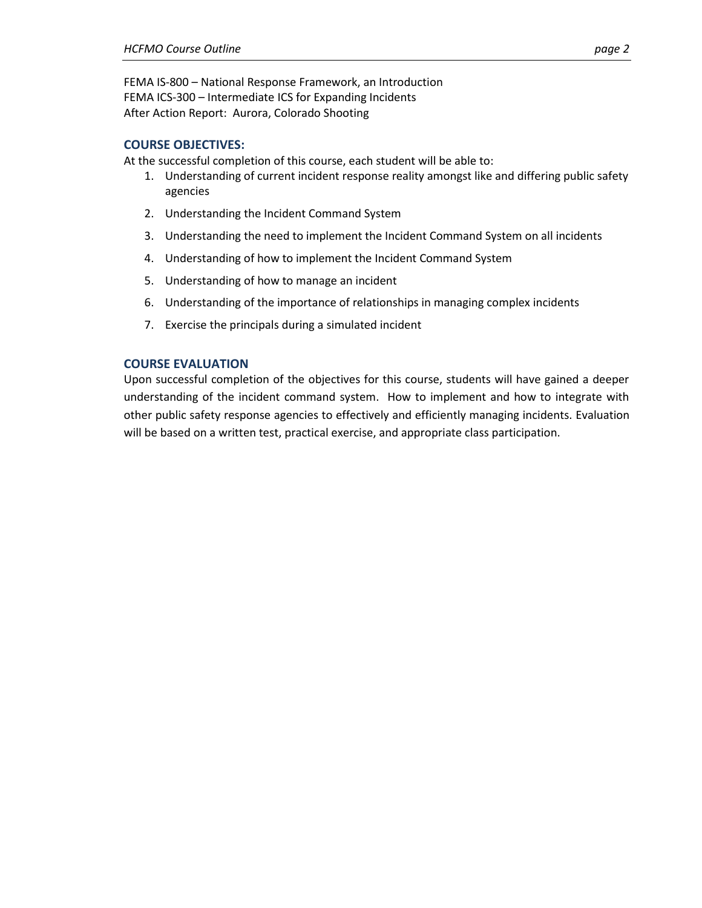FEMA IS-800 – National Response Framework, an Introduction
FEMA ICS-300 – Intermediate ICS for Expanding Incidents
After Action Report: Aurora, Colorado Shooting

## COURSE OBJECTIVES:

At the successful completion of this course, each student will be able to:

1. Understanding of current incident response reality amongst like and differing public safety agencies
2. Understanding the Incident Command System
3. Understanding the need to implement the Incident Command System on all incidents
4. Understanding of how to implement the Incident Command System
5. Understanding of how to manage an incident
6. Understanding of the importance of relationships in managing complex incidents
7. Exercise the principals during a simulated incident

## COURSE EVALUATION

Upon successful completion of the objectives for this course, students will have gained a deeper understanding of the incident command system. How to implement and how to integrate with other public safety response agencies to effectively and efficiently managing incidents. Evaluation will be based on a written test, practical exercise, and appropriate class participation.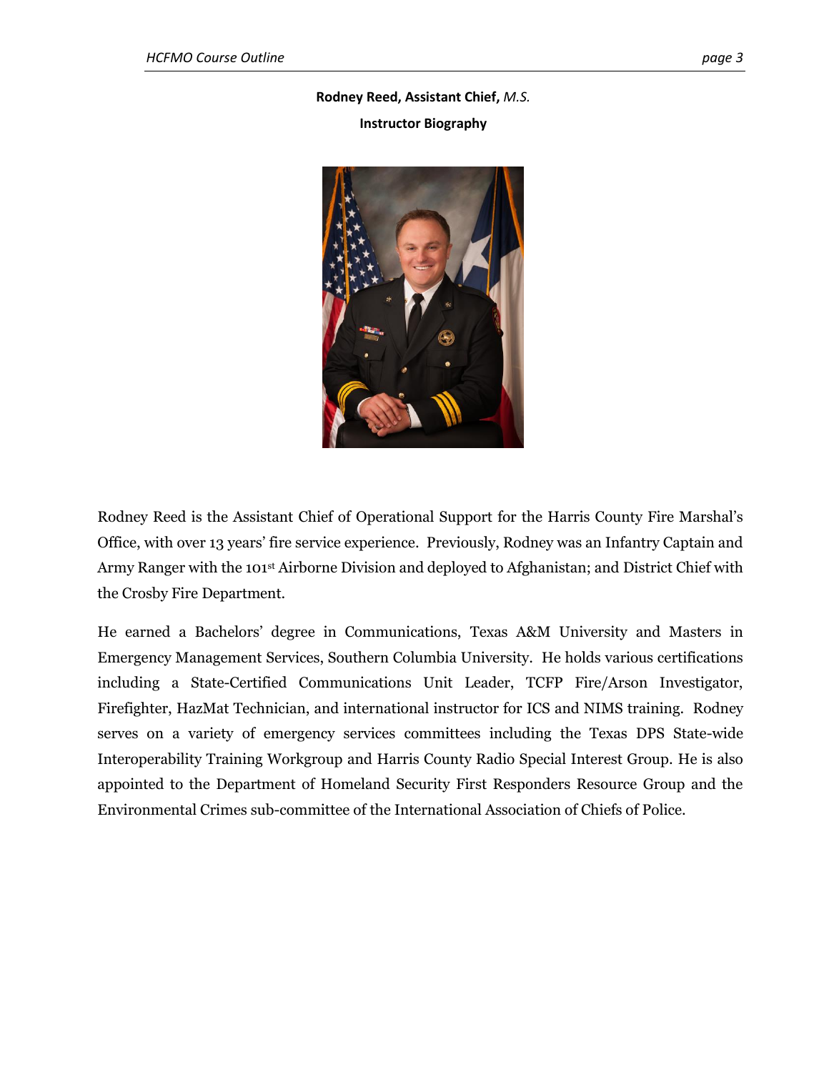**Rodney Reed, Assistant Chief,** *M.S.*

**Instructor Biography**

Rodney Reed is the Assistant Chief of Operational Support for the Harris County Fire Marshal's Office, with over 13 years' fire service experience. Previously, Rodney was an Infantry Captain and Army Ranger with the 101st Airborne Division and deployed to Afghanistan; and District Chief with the Crosby Fire Department.

He earned a Bachelors' degree in Communications, Texas A&M University and Masters in Emergency Management Services, Southern Columbia University. He holds various certifications including a State-Certified Communications Unit Leader, TCFP Fire/Arson Investigator, Firefighter, HazMat Technician, and international instructor for ICS and NIMS training. Rodney serves on a variety of emergency services committees including the Texas DPS State-wide Interoperability Training Workgroup and Harris County Radio Special Interest Group. He is also appointed to the Department of Homeland Security First Responders Resource Group and the Environmental Crimes sub-committee of the International Association of Chiefs of Police.